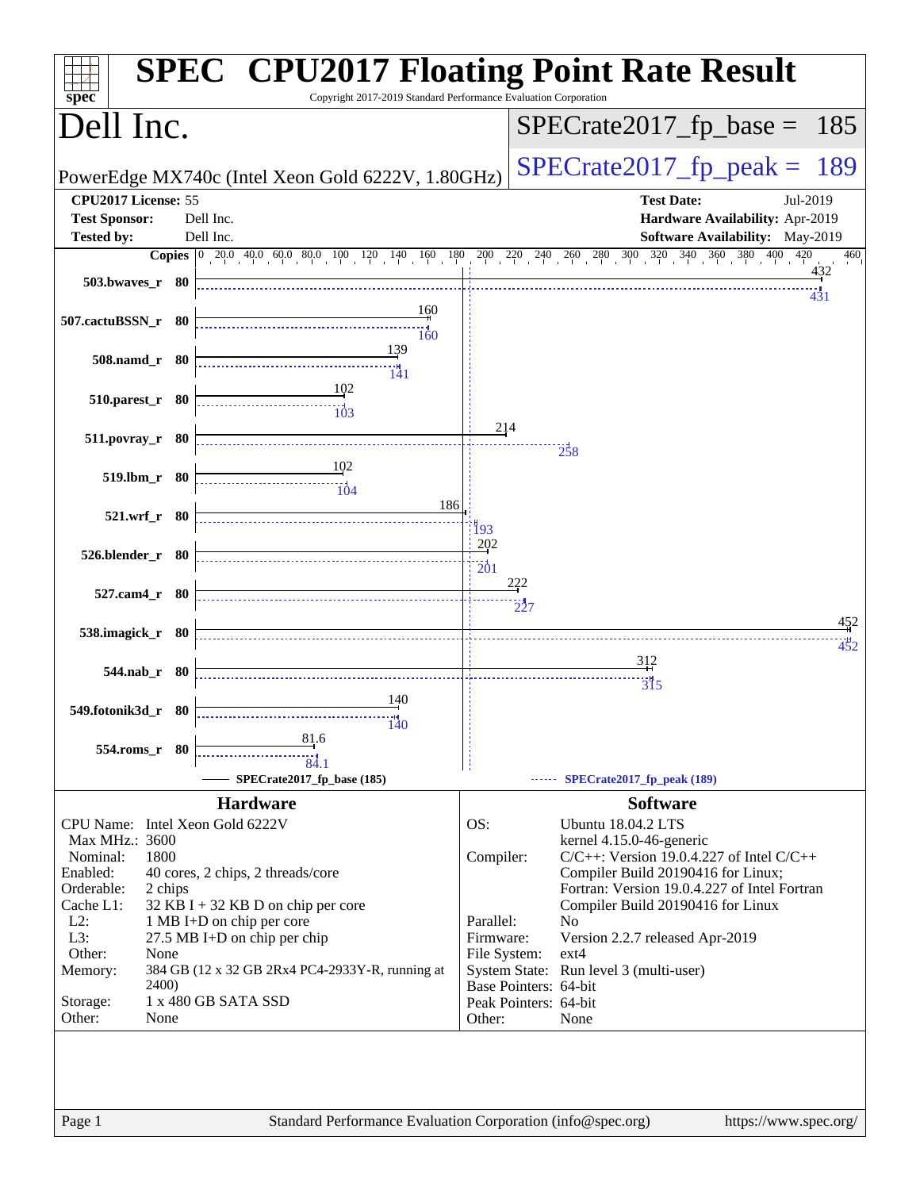# SPEC CPU2017 Floating Point Rate Result

Copyright 2017-2019 Standard Performance Evaluation Corporation

## Dell Inc.

PowerEdge MX740c (Intel Xeon Gold 6222V, 1.80GHz)

SPECrate2017_fp_base = 185

SPECrate2017_fp_peak = 189

| | | | |
|---|---|---|---|
| **CPU2017 License:** | 55 | **Test Date:** | Jul-2019 |
| **Test Sponsor:** | Dell Inc. | **Hardware Availability:** | Apr-2019 |
| **Tested by:** | Dell Inc. | **Software Availability:** | May-2019 |

| Benchmark | Copies | Base | Peak |
|---|---|---|---|
| 503.bwaves_r | 80 | 432 | 431 |
| 507.cactuBSSN_r | 80 | 160 | 160 |
| 508.namd_r | 80 | 139 | 141 |
| 510.parest_r | 80 | 102 | 103 |
| 511.povray_r | 80 | 214 | 258 |
| 519.lbm_r | 80 | 102 | 104 |
| 521.wrf_r | 80 | 186 | 193 |
| 526.blender_r | 80 | 202 | 201 |
| 527.cam4_r | 80 | 222 | 227 |
| 538.imagick_r | 80 | 452 | 452 |
| 544.nab_r | 80 | 312 | 315 |
| 549.fotonik3d_r | 80 | 140 | 140 |
| 554.roms_r | 80 | 81.6 | 84.1 |

SPECrate2017_fp_base (185) — SPECrate2017_fp_peak (189)

## Hardware

| | |
|---|---|
| CPU Name: | Intel Xeon Gold 6222V |
| Max MHz.: | 3600 |
| Nominal: | 1800 |
| Enabled: | 40 cores, 2 chips, 2 threads/core |
| Orderable: | 2 chips |
| Cache L1: | 32 KB I + 32 KB D on chip per core |
| L2: | 1 MB I+D on chip per core |
| L3: | 27.5 MB I+D on chip per chip |
| Other: | None |
| Memory: | 384 GB (12 x 32 GB 2Rx4 PC4-2933Y-R, running at 2400) |
| Storage: | 1 x 480 GB SATA SSD |
| Other: | None |

## Software

| | |
|---|---|
| OS: | Ubuntu 18.04.2 LTS kernel 4.15.0-46-generic |
| Compiler: | C/C++: Version 19.0.4.227 of Intel C/C++ Compiler Build 20190416 for Linux; Fortran: Version 19.0.4.227 of Intel Fortran Compiler Build 20190416 for Linux |
| Parallel: | No |
| Firmware: | Version 2.2.7 released Apr-2019 |
| File System: | ext4 |
| System State: | Run level 3 (multi-user) |
| Base Pointers: | 64-bit |
| Peak Pointers: | 64-bit |
| Other: | None |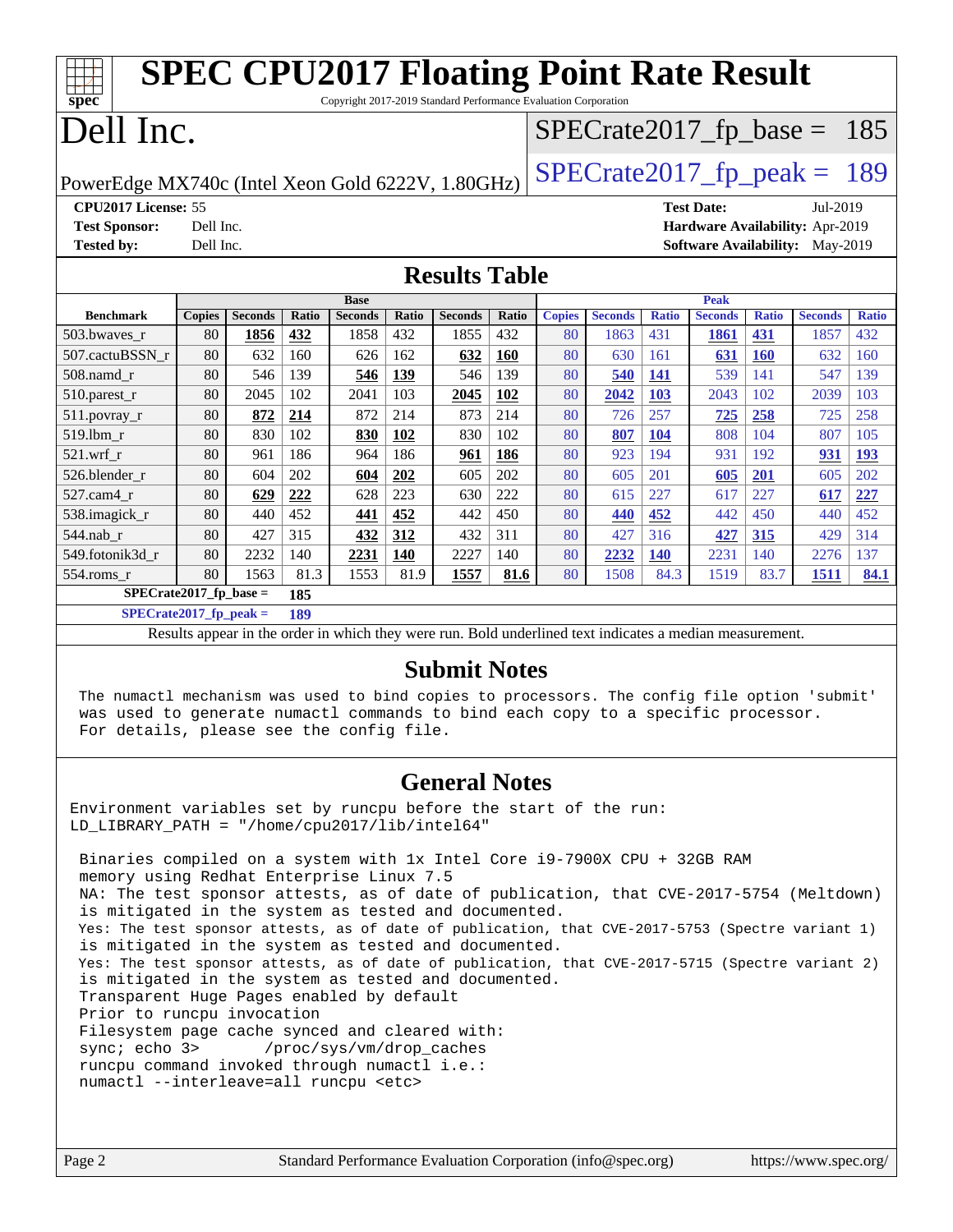# SPEC CPU2017 Floating Point Rate Result

Copyright 2017-2019 Standard Performance Evaluation Corporation

# Dell Inc.

PowerEdge MX740c (Intel Xeon Gold 6222V, 1.80GHz)

SPECrate2017_fp_base = 185

SPECrate2017_fp_peak = 189

**CPU2017 License:** 55
**Test Sponsor:** Dell Inc.
**Tested by:** Dell Inc.

**Test Date:** Jul-2019
**Hardware Availability:** Apr-2019
**Software Availability:** May-2019

## Results Table

| | Base | | | | | | | Peak | | | | | | |
|---|---|---|---|---|---|---|---|---|---|---|---|---|---|---|
| **Benchmark** | **Copies** | **Seconds** | **Ratio** | **Seconds** | **Ratio** | **Seconds** | **Ratio** | **Copies** | **Seconds** | **Ratio** | **Seconds** | **Ratio** | **Seconds** | **Ratio** |
| 503.bwaves_r | 80 | **1856** | **432** | 1858 | 432 | 1855 | 432 | 80 | 1863 | 431 | **1861** | **431** | 1857 | 432 |
| 507.cactuBSSN_r | 80 | 632 | 160 | 626 | 162 | **632** | **160** | 80 | 630 | 161 | **631** | **160** | 632 | 160 |
| 508.namd_r | 80 | 546 | 139 | **546** | **139** | 546 | 139 | 80 | **540** | **141** | 539 | 141 | 547 | 139 |
| 510.parest_r | 80 | 2045 | 102 | 2041 | 103 | **2045** | **102** | 80 | **2042** | **103** | 2043 | 102 | 2039 | 103 |
| 511.povray_r | 80 | **872** | **214** | 872 | 214 | 873 | 214 | 80 | 726 | 257 | **725** | **258** | 725 | 258 |
| 519.lbm_r | 80 | 830 | 102 | **830** | **102** | 830 | 102 | 80 | **807** | **104** | 808 | 104 | 807 | 105 |
| 521.wrf_r | 80 | 961 | 186 | 964 | 186 | **961** | **186** | 80 | 923 | 194 | 931 | 192 | **931** | **193** |
| 526.blender_r | 80 | 604 | 202 | **604** | **202** | 605 | 202 | 80 | 605 | 201 | **605** | **201** | 605 | 202 |
| 527.cam4_r | 80 | **629** | **222** | 628 | 223 | 630 | 222 | 80 | 615 | 227 | 617 | 227 | **617** | **227** |
| 538.imagick_r | 80 | 440 | 452 | **441** | **452** | 442 | 450 | 80 | **440** | **452** | 442 | 450 | 440 | 452 |
| 544.nab_r | 80 | 427 | 315 | **432** | **312** | 432 | 311 | 80 | 427 | 316 | **427** | **315** | 429 | 314 |
| 549.fotonik3d_r | 80 | 2232 | 140 | **2231** | **140** | 2227 | 140 | 80 | **2232** | **140** | 2231 | 140 | 2276 | 137 |
| 554.roms_r | 80 | 1563 | 81.3 | 1553 | 81.9 | **1557** | **81.6** | 80 | 1508 | 84.3 | 1519 | 83.7 | **1511** | **84.1** |

**SPECrate2017_fp_base = 185**

**SPECrate2017_fp_peak = 189**

Results appear in the order in which they were run. Bold underlined text indicates a median measurement.

## Submit Notes

```
The numactl mechanism was used to bind copies to processors. The config file option 'submit'
was used to generate numactl commands to bind each copy to a specific processor.
For details, please see the config file.
```

## General Notes

```
Environment variables set by runcpu before the start of the run:
LD_LIBRARY_PATH = "/home/cpu2017/lib/intel64"

 Binaries compiled on a system with 1x Intel Core i9-7900X CPU + 32GB RAM
 memory using Redhat Enterprise Linux 7.5
 NA: The test sponsor attests, as of date of publication, that CVE-2017-5754 (Meltdown)
 is mitigated in the system as tested and documented.
 Yes: The test sponsor attests, as of date of publication, that CVE-2017-5753 (Spectre variant 1)
 is mitigated in the system as tested and documented.
 Yes: The test sponsor attests, as of date of publication, that CVE-2017-5715 (Spectre variant 2)
 is mitigated in the system as tested and documented.
 Transparent Huge Pages enabled by default
 Prior to runcpu invocation
 Filesystem page cache synced and cleared with:
 sync; echo 3>       /proc/sys/vm/drop_caches
 runcpu command invoked through numactl i.e.:
 numactl --interleave=all runcpu <etc>
```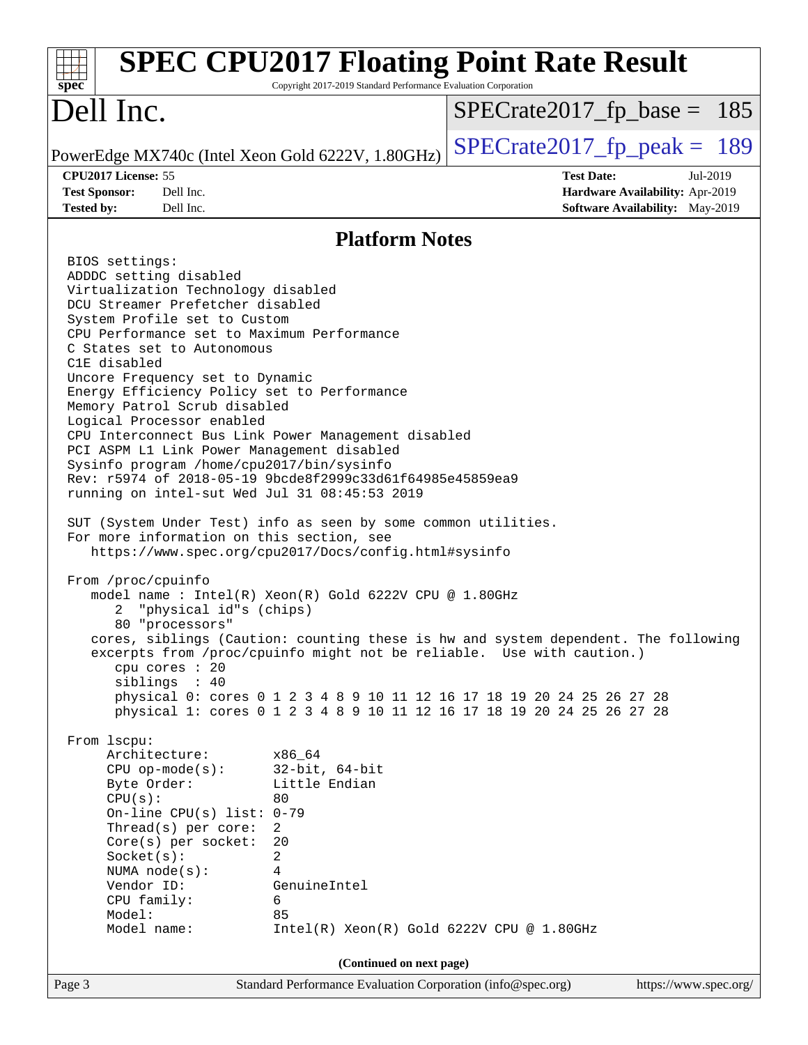# SPEC CPU2017 Floating Point Rate Result

Copyright 2017-2019 Standard Performance Evaluation Corporation

## Dell Inc.

PowerEdge MX740c (Intel Xeon Gold 6222V, 1.80GHz)

SPECrate2017_fp_base = 185

SPECrate2017_fp_peak = 189

**CPU2017 License:** 55
**Test Sponsor:** Dell Inc.
**Tested by:** Dell Inc.

**Test Date:** Jul-2019
**Hardware Availability:** Apr-2019
**Software Availability:** May-2019

## Platform Notes

```
BIOS settings:
ADDDC setting disabled
Virtualization Technology disabled
DCU Streamer Prefetcher disabled
System Profile set to Custom
CPU Performance set to Maximum Performance
C States set to Autonomous
C1E disabled
Uncore Frequency set to Dynamic
Energy Efficiency Policy set to Performance
Memory Patrol Scrub disabled
Logical Processor enabled
CPU Interconnect Bus Link Power Management disabled
PCI ASPM L1 Link Power Management disabled
Sysinfo program /home/cpu2017/bin/sysinfo
Rev: r5974 of 2018-05-19 9bcde8f2999c33d61f64985e45859ea9
running on intel-sut Wed Jul 31 08:45:53 2019

SUT (System Under Test) info as seen by some common utilities.
For more information on this section, see
   https://www.spec.org/cpu2017/Docs/config.html#sysinfo

From /proc/cpuinfo
   model name : Intel(R) Xeon(R) Gold 6222V CPU @ 1.80GHz
      2  "physical id"s (chips)
      80 "processors"
   cores, siblings (Caution: counting these is hw and system dependent. The following
   excerpts from /proc/cpuinfo might not be reliable.  Use with caution.)
      cpu cores : 20
      siblings  : 40
      physical 0: cores 0 1 2 3 4 8 9 10 11 12 16 17 18 19 20 24 25 26 27 28
      physical 1: cores 0 1 2 3 4 8 9 10 11 12 16 17 18 19 20 24 25 26 27 28

From lscpu:
     Architecture:        x86_64
     CPU op-mode(s):      32-bit, 64-bit
     Byte Order:          Little Endian
     CPU(s):              80
     On-line CPU(s) list: 0-79
     Thread(s) per core:  2
     Core(s) per socket:  20
     Socket(s):           2
     NUMA node(s):        4
     Vendor ID:           GenuineIntel
     CPU family:          6
     Model:               85
     Model name:          Intel(R) Xeon(R) Gold 6222V CPU @ 1.80GHz
```

**(Continued on next page)**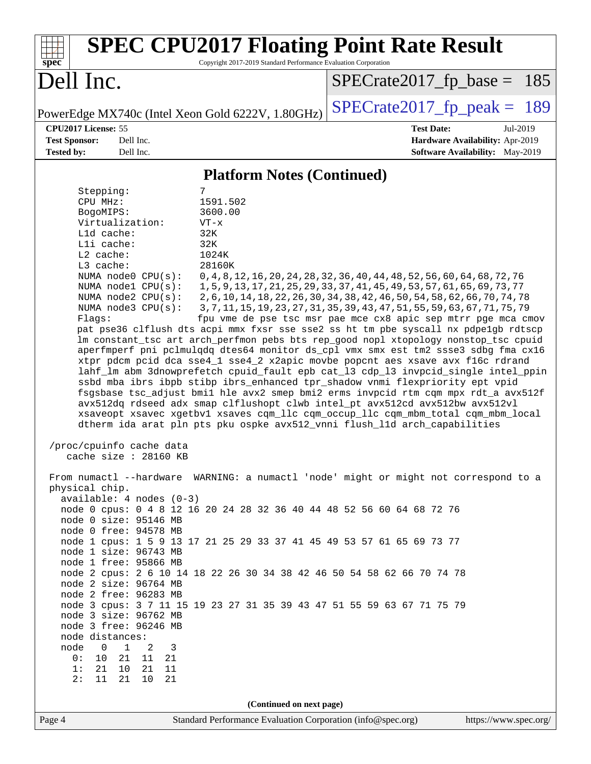## Platform Notes (Continued)

```
Stepping:              7
CPU MHz:               1591.502
BogoMIPS:              3600.00
Virtualization:        VT-x
L1d cache:             32K
L1i cache:             32K
L2 cache:              1024K
L3 cache:              28160K
NUMA node0 CPU(s):     0,4,8,12,16,20,24,28,32,36,40,44,48,52,56,60,64,68,72,76
NUMA node1 CPU(s):     1,5,9,13,17,21,25,29,33,37,41,45,49,53,57,61,65,69,73,77
NUMA node2 CPU(s):     2,6,10,14,18,22,26,30,34,38,42,46,50,54,58,62,66,70,74,78
NUMA node3 CPU(s):     3,7,11,15,19,23,27,31,35,39,43,47,51,55,59,63,67,71,75,79
Flags:                 fpu vme de pse tsc msr pae mce cx8 apic sep mtrr pge mca cmov
pat pse36 clflush dts acpi mmx fxsr sse sse2 ss ht tm pbe syscall nx pdpe1gb rdtscp
lm constant_tsc art arch_perfmon pebs bts rep_good nopl xtopology nonstop_tsc cpuid
aperfmperf pni pclmulqdq dtes64 monitor ds_cpl vmx smx est tm2 ssse3 sdbg fma cx16
xtpr pdcm pcid dca sse4_1 sse4_2 x2apic movbe popcnt aes xsave avx f16c rdrand
lahf_lm abm 3dnowprefetch cpuid_fault epb cat_l3 cdp_l3 invpcid_single intel_ppin
ssbd mba ibrs ibpb stibp ibrs_enhanced tpr_shadow vnmi flexpriority ept vpid
fsgsbase tsc_adjust bmi1 hle avx2 smep bmi2 erms invpcid rtm cqm mpx rdt_a avx512f
avx512dq rdseed adx smap clflushopt clwb intel_pt avx512cd avx512bw avx512vl
xsaveopt xsavec xgetbv1 xsaves cqm_llc cqm_occup_llc cqm_mbm_total cqm_mbm_local
dtherm ida arat pln pts pku ospke avx512_vnni flush_l1d arch_capabilities

/proc/cpuinfo cache data
   cache size : 28160 KB

From numactl --hardware  WARNING: a numactl 'node' might or might not correspond to a
physical chip.
  available: 4 nodes (0-3)
  node 0 cpus: 0 4 8 12 16 20 24 28 32 36 40 44 48 52 56 60 64 68 72 76
  node 0 size: 95146 MB
  node 0 free: 94578 MB
  node 1 cpus: 1 5 9 13 17 21 25 29 33 37 41 45 49 53 57 61 65 69 73 77
  node 1 size: 96743 MB
  node 1 free: 95866 MB
  node 2 cpus: 2 6 10 14 18 22 26 30 34 38 42 46 50 54 58 62 66 70 74 78
  node 2 size: 96764 MB
  node 2 free: 96283 MB
  node 3 cpus: 3 7 11 15 19 23 27 31 35 39 43 47 51 55 59 63 67 71 75 79
  node 3 size: 96762 MB
  node 3 free: 96246 MB
  node distances:
  node   0   1   2   3
    0:  10  21  11  21
    1:  21  10  21  11
    2:  11  21  10  21
```

(Continued on next page)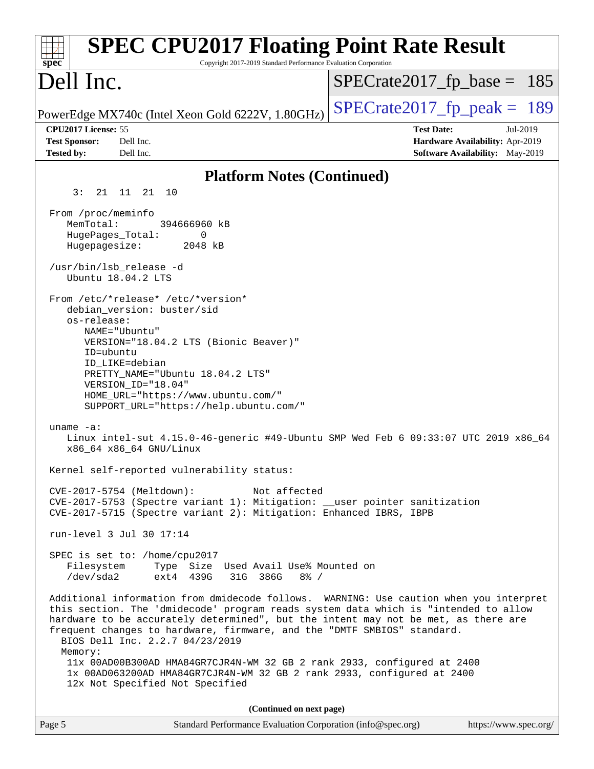## Platform Notes (Continued)

```
     3:  21  11  21  10

  From /proc/meminfo
     MemTotal:       394666960 kB
     HugePages_Total:       0
     Hugepagesize:       2048 kB

  /usr/bin/lsb_release -d
     Ubuntu 18.04.2 LTS

  From /etc/*release* /etc/*version*
     debian_version: buster/sid
     os-release:
        NAME="Ubuntu"
        VERSION="18.04.2 LTS (Bionic Beaver)"
        ID=ubuntu
        ID_LIKE=debian
        PRETTY_NAME="Ubuntu 18.04.2 LTS"
        VERSION_ID="18.04"
        HOME_URL="https://www.ubuntu.com/"
        SUPPORT_URL="https://help.ubuntu.com/"

  uname -a:
     Linux intel-sut 4.15.0-46-generic #49-Ubuntu SMP Wed Feb 6 09:33:07 UTC 2019 x86_64
     x86_64 x86_64 GNU/Linux

  Kernel self-reported vulnerability status:

  CVE-2017-5754 (Meltdown):          Not affected
  CVE-2017-5753 (Spectre variant 1): Mitigation: __user pointer sanitization
  CVE-2017-5715 (Spectre variant 2): Mitigation: Enhanced IBRS, IBPB

  run-level 3 Jul 30 17:14

  SPEC is set to: /home/cpu2017
     Filesystem     Type  Size  Used Avail Use% Mounted on
     /dev/sda2      ext4  439G   31G  386G   8% /

  Additional information from dmidecode follows.  WARNING: Use caution when you interpret
  this section. The 'dmidecode' program reads system data which is "intended to allow
  hardware to be accurately determined", but the intent may not be met, as there are
  frequent changes to hardware, firmware, and the "DMTF SMBIOS" standard.
    BIOS Dell Inc. 2.2.7 04/23/2019
    Memory:
     11x 00AD00B300AD HMA84GR7CJR4N-WM 32 GB 2 rank 2933, configured at 2400
     1x 00AD063200AD HMA84GR7CJR4N-WM 32 GB 2 rank 2933, configured at 2400
     12x Not Specified Not Specified
```

**(Continued on next page)**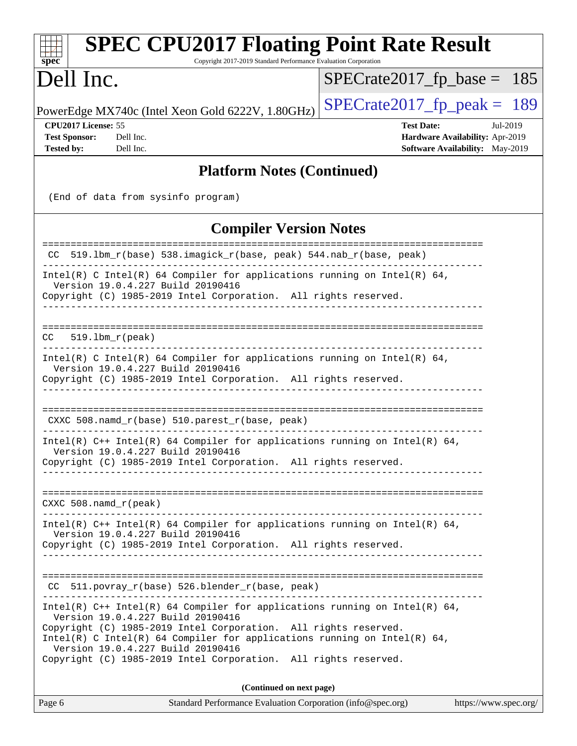# SPEC CPU2017 Floating Point Rate Result

Copyright 2017-2019 Standard Performance Evaluation Corporation

# Dell Inc.

PowerEdge MX740c (Intel Xeon Gold 6222V, 1.80GHz)

SPECrate2017_fp_base = 185

SPECrate2017_fp_peak = 189

**CPU2017 License:** 55
**Test Sponsor:** Dell Inc.
**Tested by:** Dell Inc.

**Test Date:** Jul-2019
**Hardware Availability:** Apr-2019
**Software Availability:** May-2019

## Platform Notes (Continued)

```
 (End of data from sysinfo program)
```

## Compiler Version Notes

```
==============================================================================
 CC  519.lbm_r(base) 538.imagick_r(base, peak) 544.nab_r(base, peak)
------------------------------------------------------------------------------
Intel(R) C Intel(R) 64 Compiler for applications running on Intel(R) 64,
  Version 19.0.4.227 Build 20190416
Copyright (C) 1985-2019 Intel Corporation.  All rights reserved.
------------------------------------------------------------------------------

==============================================================================
CC   519.lbm_r(peak)
------------------------------------------------------------------------------
Intel(R) C Intel(R) 64 Compiler for applications running on Intel(R) 64,
  Version 19.0.4.227 Build 20190416
Copyright (C) 1985-2019 Intel Corporation.  All rights reserved.
------------------------------------------------------------------------------

==============================================================================
 CXXC 508.namd_r(base) 510.parest_r(base, peak)
------------------------------------------------------------------------------
Intel(R) C++ Intel(R) 64 Compiler for applications running on Intel(R) 64,
  Version 19.0.4.227 Build 20190416
Copyright (C) 1985-2019 Intel Corporation.  All rights reserved.
------------------------------------------------------------------------------

==============================================================================
CXXC 508.namd_r(peak)
------------------------------------------------------------------------------
Intel(R) C++ Intel(R) 64 Compiler for applications running on Intel(R) 64,
  Version 19.0.4.227 Build 20190416
Copyright (C) 1985-2019 Intel Corporation.  All rights reserved.
------------------------------------------------------------------------------

==============================================================================
 CC  511.povray_r(base) 526.blender_r(base, peak)
------------------------------------------------------------------------------
Intel(R) C++ Intel(R) 64 Compiler for applications running on Intel(R) 64,
  Version 19.0.4.227 Build 20190416
Copyright (C) 1985-2019 Intel Corporation.  All rights reserved.
Intel(R) C Intel(R) 64 Compiler for applications running on Intel(R) 64,
  Version 19.0.4.227 Build 20190416
Copyright (C) 1985-2019 Intel Corporation.  All rights reserved.
```

**(Continued on next page)**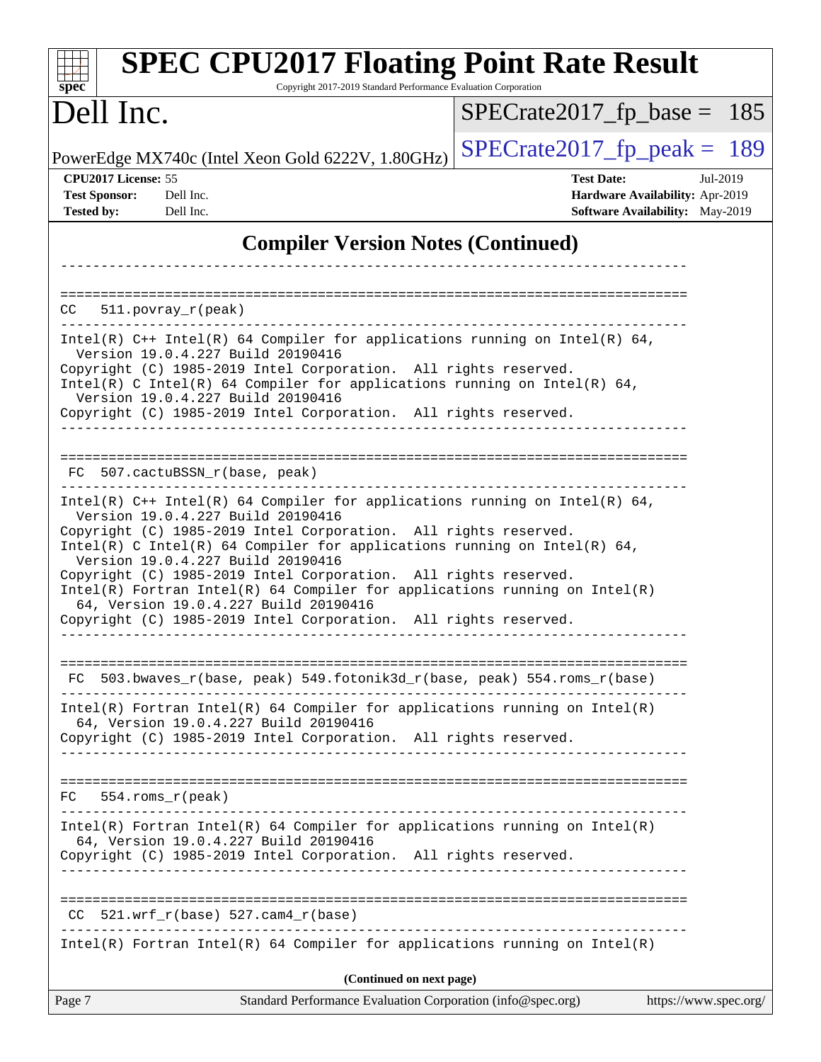# SPEC CPU2017 Floating Point Rate Result

Copyright 2017-2019 Standard Performance Evaluation Corporation

**Dell Inc.**

PowerEdge MX740c (Intel Xeon Gold 6222V, 1.80GHz)

SPECrate2017_fp_base = 185

SPECrate2017_fp_peak = 189

**CPU2017 License:** 55
**Test Sponsor:** Dell Inc.
**Tested by:** Dell Inc.

**Test Date:** Jul-2019
**Hardware Availability:** Apr-2019
**Software Availability:** May-2019

## Compiler Version Notes (Continued)

```
------------------------------------------------------------------------------

==============================================================================
CC  511.povray_r(peak)
------------------------------------------------------------------------------
Intel(R) C++ Intel(R) 64 Compiler for applications running on Intel(R) 64,
  Version 19.0.4.227 Build 20190416
Copyright (C) 1985-2019 Intel Corporation.  All rights reserved.
Intel(R) C Intel(R) 64 Compiler for applications running on Intel(R) 64,
  Version 19.0.4.227 Build 20190416
Copyright (C) 1985-2019 Intel Corporation.  All rights reserved.
------------------------------------------------------------------------------

==============================================================================
FC  507.cactuBSSN_r(base, peak)
------------------------------------------------------------------------------
Intel(R) C++ Intel(R) 64 Compiler for applications running on Intel(R) 64,
  Version 19.0.4.227 Build 20190416
Copyright (C) 1985-2019 Intel Corporation.  All rights reserved.
Intel(R) C Intel(R) 64 Compiler for applications running on Intel(R) 64,
  Version 19.0.4.227 Build 20190416
Copyright (C) 1985-2019 Intel Corporation.  All rights reserved.
Intel(R) Fortran Intel(R) 64 Compiler for applications running on Intel(R)
  64, Version 19.0.4.227 Build 20190416
Copyright (C) 1985-2019 Intel Corporation.  All rights reserved.
------------------------------------------------------------------------------

==============================================================================
FC  503.bwaves_r(base, peak) 549.fotonik3d_r(base, peak) 554.roms_r(base)
------------------------------------------------------------------------------
Intel(R) Fortran Intel(R) 64 Compiler for applications running on Intel(R)
  64, Version 19.0.4.227 Build 20190416
Copyright (C) 1985-2019 Intel Corporation.  All rights reserved.
------------------------------------------------------------------------------

==============================================================================
FC  554.roms_r(peak)
------------------------------------------------------------------------------
Intel(R) Fortran Intel(R) 64 Compiler for applications running on Intel(R)
  64, Version 19.0.4.227 Build 20190416
Copyright (C) 1985-2019 Intel Corporation.  All rights reserved.
------------------------------------------------------------------------------

==============================================================================
CC  521.wrf_r(base) 527.cam4_r(base)
------------------------------------------------------------------------------
Intel(R) Fortran Intel(R) 64 Compiler for applications running on Intel(R)
```

**(Continued on next page)**

Standard Performance Evaluation Corporation (info@spec.org) https://www.spec.org/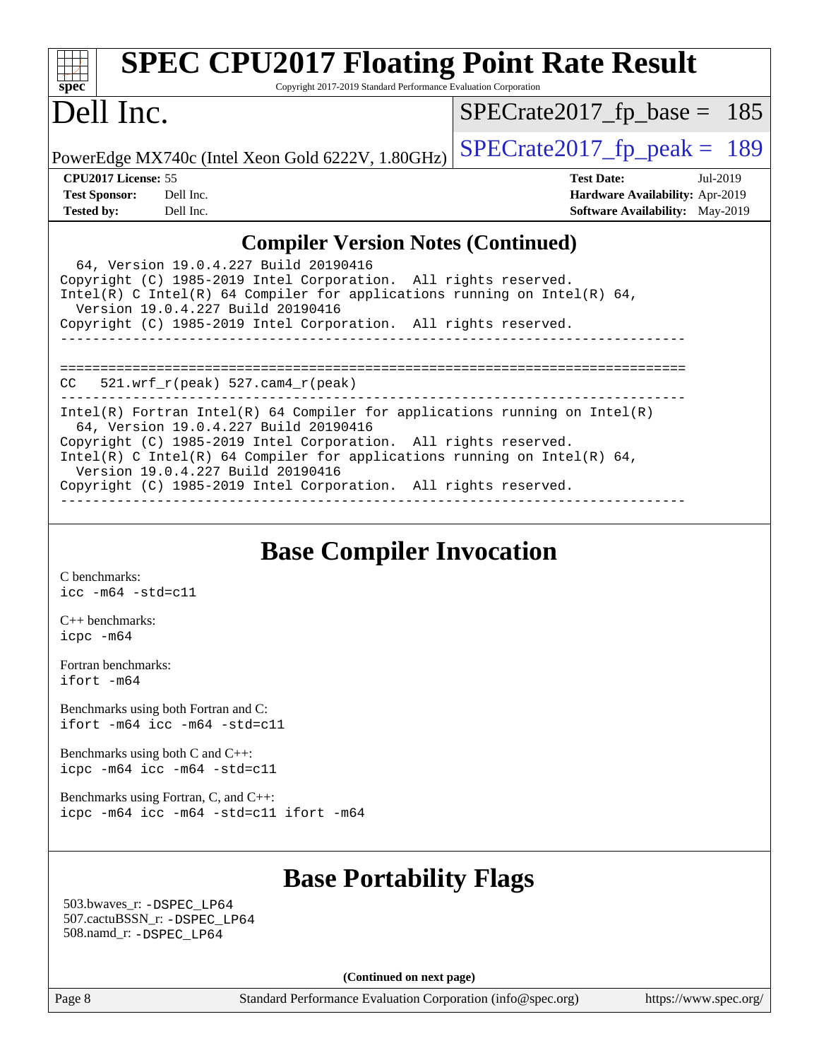## Compiler Version Notes (Continued)

```
  64, Version 19.0.4.227 Build 20190416
Copyright (C) 1985-2019 Intel Corporation.  All rights reserved.
Intel(R) C Intel(R) 64 Compiler for applications running on Intel(R) 64,
  Version 19.0.4.227 Build 20190416
Copyright (C) 1985-2019 Intel Corporation.  All rights reserved.
------------------------------------------------------------------------------

==============================================================================
CC   521.wrf_r(peak) 527.cam4_r(peak)
------------------------------------------------------------------------------
Intel(R) Fortran Intel(R) 64 Compiler for applications running on Intel(R)
  64, Version 19.0.4.227 Build 20190416
Copyright (C) 1985-2019 Intel Corporation.  All rights reserved.
Intel(R) C Intel(R) 64 Compiler for applications running on Intel(R) 64,
  Version 19.0.4.227 Build 20190416
Copyright (C) 1985-2019 Intel Corporation.  All rights reserved.
------------------------------------------------------------------------------
```

## Base Compiler Invocation

C benchmarks:
`icc -m64 -std=c11`

C++ benchmarks:
`icpc -m64`

Fortran benchmarks:
`ifort -m64`

Benchmarks using both Fortran and C:
`ifort -m64 icc -m64 -std=c11`

Benchmarks using both C and C++:
`icpc -m64 icc -m64 -std=c11`

Benchmarks using Fortran, C, and C++:
`icpc -m64 icc -m64 -std=c11 ifort -m64`

## Base Portability Flags

503.bwaves_r: `-DSPEC_LP64`
507.cactuBSSN_r: `-DSPEC_LP64`
508.namd_r: `-DSPEC_LP64`

**(Continued on next page)**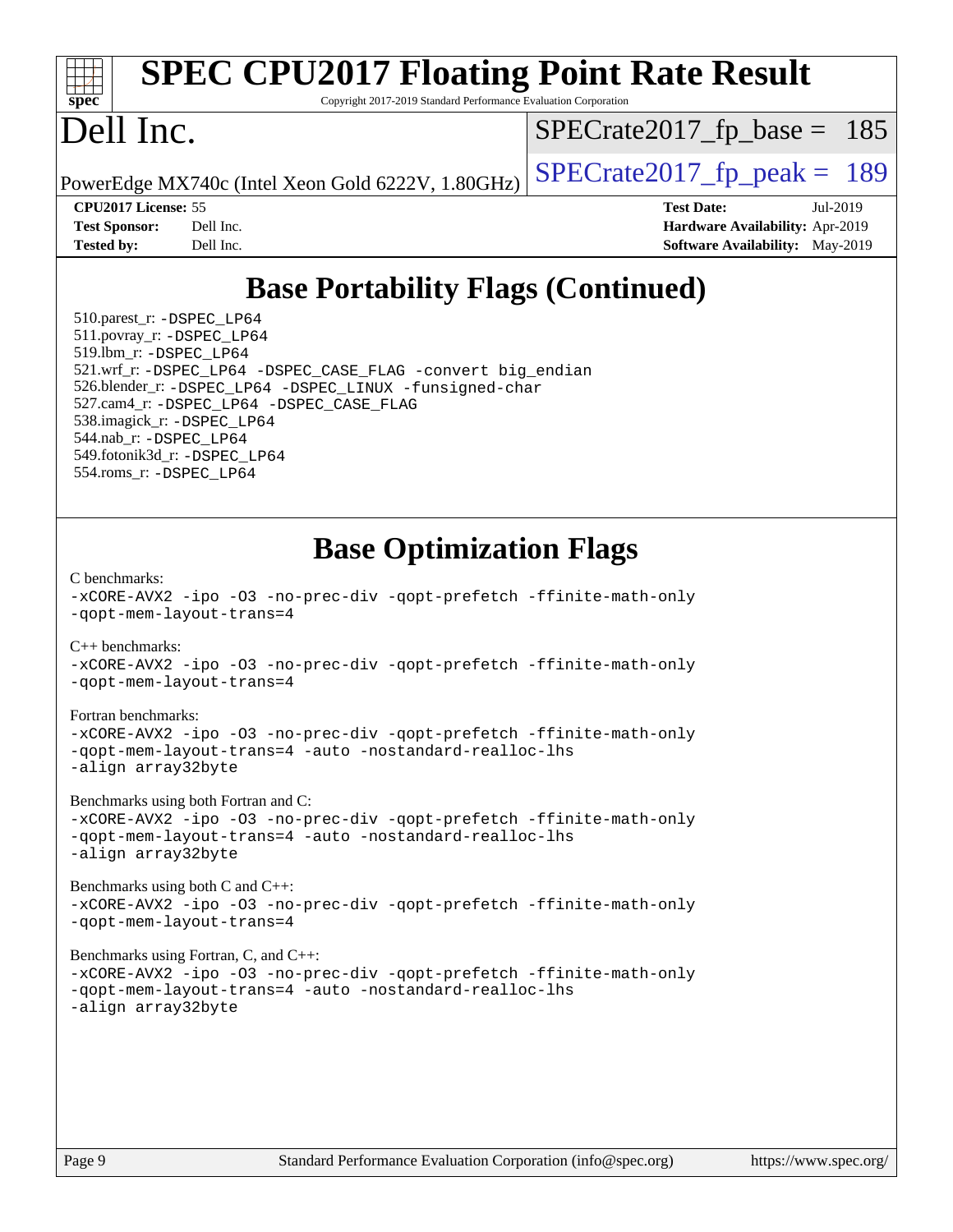# SPEC CPU2017 Floating Point Rate Result

Copyright 2017-2019 Standard Performance Evaluation Corporation

# Dell Inc.

PowerEdge MX740c (Intel Xeon Gold 6222V, 1.80GHz)

SPECrate2017_fp_base = 185

SPECrate2017_fp_peak = 189

**CPU2017 License:** 55
**Test Sponsor:** Dell Inc.
**Tested by:** Dell Inc.

**Test Date:** Jul-2019
**Hardware Availability:** Apr-2019
**Software Availability:** May-2019

## Base Portability Flags (Continued)

510.parest_r: `-DSPEC_LP64`
511.povray_r: `-DSPEC_LP64`
519.lbm_r: `-DSPEC_LP64`
521.wrf_r: `-DSPEC_LP64 -DSPEC_CASE_FLAG -convert big_endian`
526.blender_r: `-DSPEC_LP64 -DSPEC_LINUX -funsigned-char`
527.cam4_r: `-DSPEC_LP64 -DSPEC_CASE_FLAG`
538.imagick_r: `-DSPEC_LP64`
544.nab_r: `-DSPEC_LP64`
549.fotonik3d_r: `-DSPEC_LP64`
554.roms_r: `-DSPEC_LP64`

## Base Optimization Flags

C benchmarks:
```
-xCORE-AVX2 -ipo -O3 -no-prec-div -qopt-prefetch -ffinite-math-only
-qopt-mem-layout-trans=4
```

C++ benchmarks:
```
-xCORE-AVX2 -ipo -O3 -no-prec-div -qopt-prefetch -ffinite-math-only
-qopt-mem-layout-trans=4
```

Fortran benchmarks:
```
-xCORE-AVX2 -ipo -O3 -no-prec-div -qopt-prefetch -ffinite-math-only
-qopt-mem-layout-trans=4 -auto -nostandard-realloc-lhs
-align array32byte
```

Benchmarks using both Fortran and C:
```
-xCORE-AVX2 -ipo -O3 -no-prec-div -qopt-prefetch -ffinite-math-only
-qopt-mem-layout-trans=4 -auto -nostandard-realloc-lhs
-align array32byte
```

Benchmarks using both C and C++:
```
-xCORE-AVX2 -ipo -O3 -no-prec-div -qopt-prefetch -ffinite-math-only
-qopt-mem-layout-trans=4
```

Benchmarks using Fortran, C, and C++:
```
-xCORE-AVX2 -ipo -O3 -no-prec-div -qopt-prefetch -ffinite-math-only
-qopt-mem-layout-trans=4 -auto -nostandard-realloc-lhs
-align array32byte
```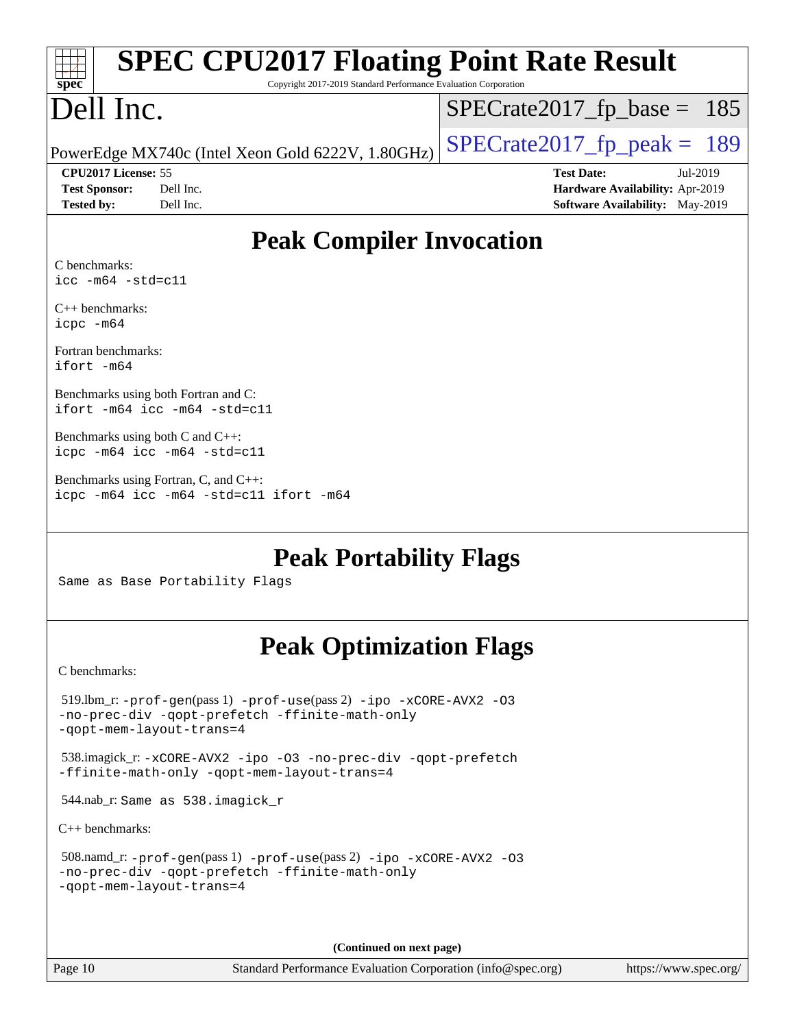# SPEC CPU2017 Floating Point Rate Result

Copyright 2017-2019 Standard Performance Evaluation Corporation

# Dell Inc.

PowerEdge MX740c (Intel Xeon Gold 6222V, 1.80GHz)

SPECrate2017_fp_base = 185

SPECrate2017_fp_peak = 189

**CPU2017 License:** 55
**Test Sponsor:** Dell Inc.
**Tested by:** Dell Inc.

**Test Date:** Jul-2019
**Hardware Availability:** Apr-2019
**Software Availability:** May-2019

## Peak Compiler Invocation

C benchmarks:
`icc -m64 -std=c11`

C++ benchmarks:
`icpc -m64`

Fortran benchmarks:
`ifort -m64`

Benchmarks using both Fortran and C:
`ifort -m64 icc -m64 -std=c11`

Benchmarks using both C and C++:
`icpc -m64 icc -m64 -std=c11`

Benchmarks using Fortran, C, and C++:
`icpc -m64 icc -m64 -std=c11 ifort -m64`

## Peak Portability Flags

Same as Base Portability Flags

## Peak Optimization Flags

C benchmarks:

519.lbm_r: `-prof-gen`(pass 1) `-prof-use`(pass 2) `-ipo -xCORE-AVX2 -O3 -no-prec-div -qopt-prefetch -ffinite-math-only -qopt-mem-layout-trans=4`

538.imagick_r: `-xCORE-AVX2 -ipo -O3 -no-prec-div -qopt-prefetch -ffinite-math-only -qopt-mem-layout-trans=4`

544.nab_r: Same as 538.imagick_r

C++ benchmarks:

508.namd_r: `-prof-gen`(pass 1) `-prof-use`(pass 2) `-ipo -xCORE-AVX2 -O3 -no-prec-div -qopt-prefetch -ffinite-math-only -qopt-mem-layout-trans=4`

**(Continued on next page)**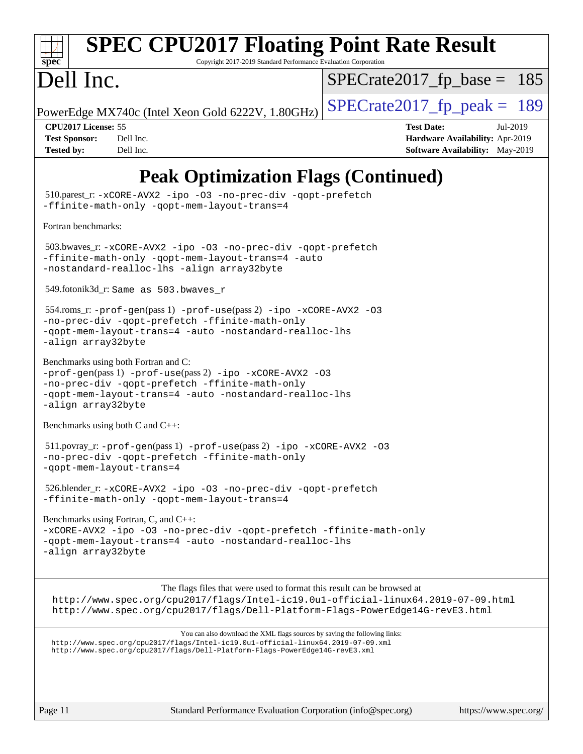# Peak Optimization Flags (Continued)

510.parest_r: -xCORE-AVX2 -ipo -O3 -no-prec-div -qopt-prefetch -ffinite-math-only -qopt-mem-layout-trans=4

Fortran benchmarks:

503.bwaves_r: -xCORE-AVX2 -ipo -O3 -no-prec-div -qopt-prefetch -ffinite-math-only -qopt-mem-layout-trans=4 -auto -nostandard-realloc-lhs -align array32byte

549.fotonik3d_r: Same as 503.bwaves_r

554.roms_r: -prof-gen(pass 1) -prof-use(pass 2) -ipo -xCORE-AVX2 -O3 -no-prec-div -qopt-prefetch -ffinite-math-only -qopt-mem-layout-trans=4 -auto -nostandard-realloc-lhs -align array32byte

Benchmarks using both Fortran and C:
-prof-gen(pass 1) -prof-use(pass 2) -ipo -xCORE-AVX2 -O3 -no-prec-div -qopt-prefetch -ffinite-math-only -qopt-mem-layout-trans=4 -auto -nostandard-realloc-lhs -align array32byte

Benchmarks using both C and C++:

511.povray_r: -prof-gen(pass 1) -prof-use(pass 2) -ipo -xCORE-AVX2 -O3 -no-prec-div -qopt-prefetch -ffinite-math-only -qopt-mem-layout-trans=4

526.blender_r: -xCORE-AVX2 -ipo -O3 -no-prec-div -qopt-prefetch -ffinite-math-only -qopt-mem-layout-trans=4

Benchmarks using Fortran, C, and C++:
-xCORE-AVX2 -ipo -O3 -no-prec-div -qopt-prefetch -ffinite-math-only -qopt-mem-layout-trans=4 -auto -nostandard-realloc-lhs -align array32byte

The flags files that were used to format this result can be browsed at
http://www.spec.org/cpu2017/flags/Intel-ic19.0u1-official-linux64.2019-07-09.html
http://www.spec.org/cpu2017/flags/Dell-Platform-Flags-PowerEdge14G-revE3.html

You can also download the XML flags sources by saving the following links:
http://www.spec.org/cpu2017/flags/Intel-ic19.0u1-official-linux64.2019-07-09.xml
http://www.spec.org/cpu2017/flags/Dell-Platform-Flags-PowerEdge14G-revE3.xml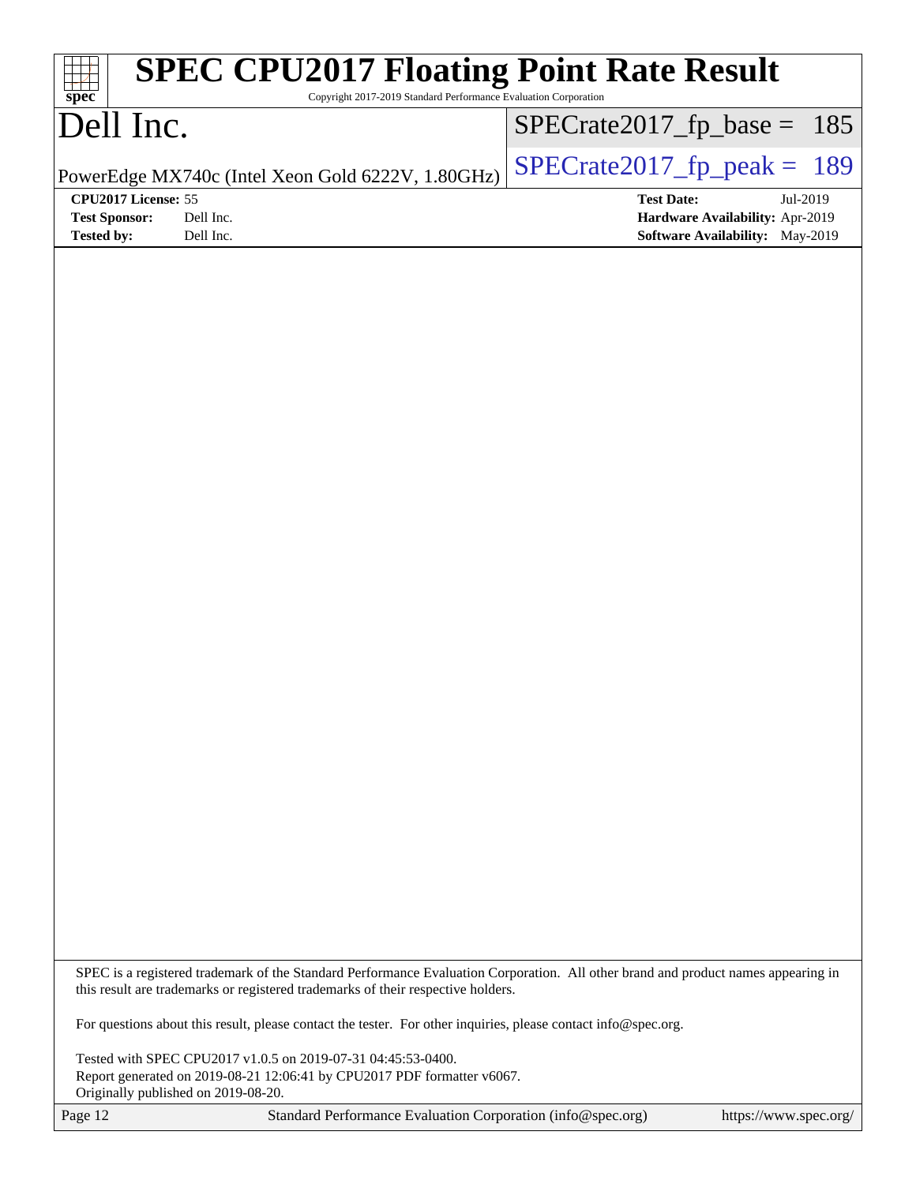SPEC is a registered trademark of the Standard Performance Evaluation Corporation. All other brand and product names appearing in this result are trademarks or registered trademarks of their respective holders.

For questions about this result, please contact the tester. For other inquiries, please contact info@spec.org.

Tested with SPEC CPU2017 v1.0.5 on 2019-07-31 04:45:53-0400.
Report generated on 2019-08-21 12:06:41 by CPU2017 PDF formatter v6067.
Originally published on 2019-08-20.